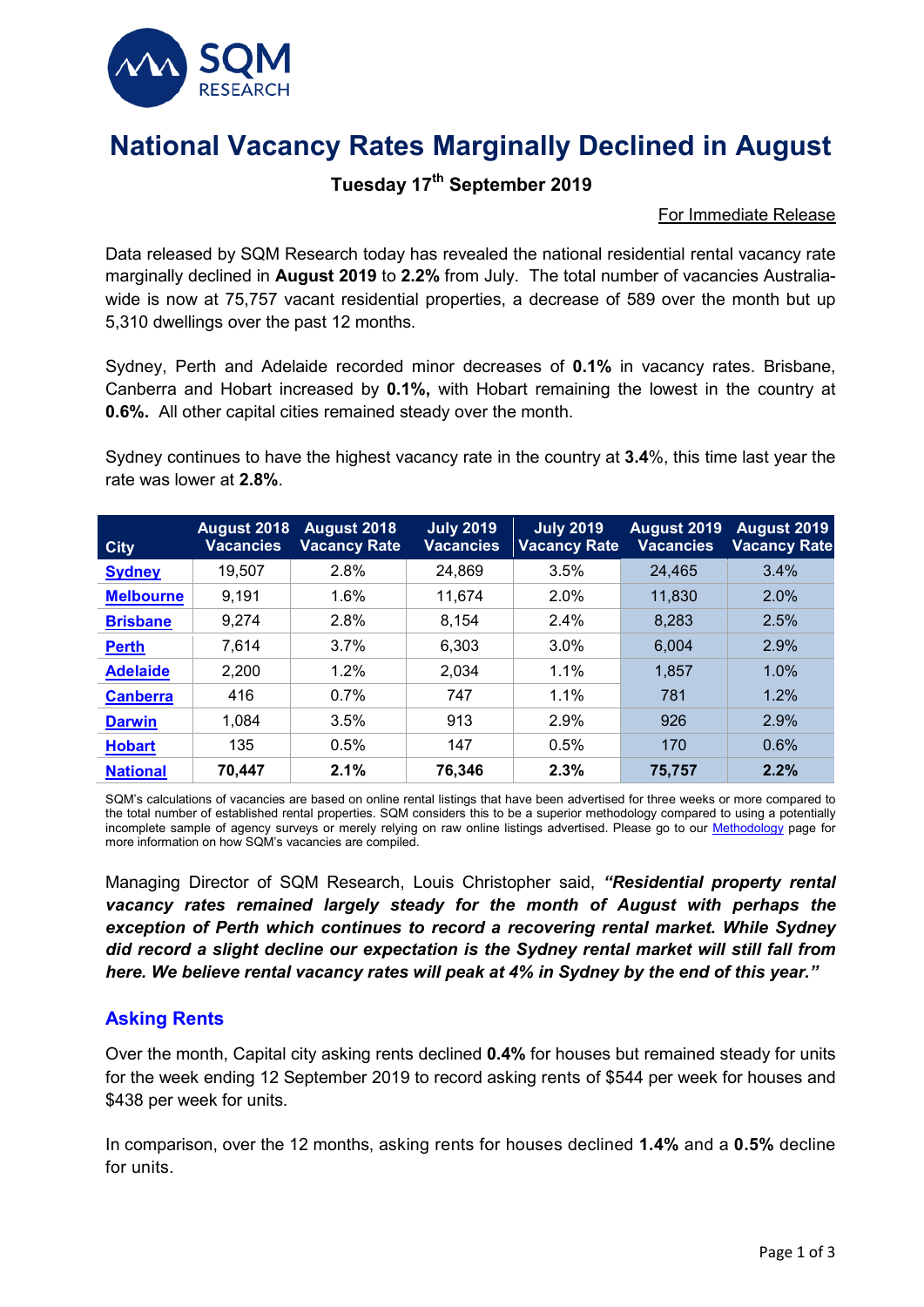SQM RESEARCH

# National Vacancy Rates Marginally Declined in August

**Tuesday 17th September 2019**

For Immediate Release

Data released by SQM Research today has revealed the national residential rental vacancy rate marginally declined in **August 2019** to **2.2%** from July. The total number of vacancies Australia-wide is now at 75,757 vacant residential properties, a decrease of 589 over the month but up 5,310 dwellings over the past 12 months.

Sydney, Perth and Adelaide recorded minor decreases of **0.1%** in vacancy rates. Brisbane, Canberra and Hobart increased by **0.1%,** with Hobart remaining the lowest in the country at **0.6%.** All other capital cities remained steady over the month.

Sydney continues to have the highest vacancy rate in the country at **3.4**%, this time last year the rate was lower at **2.8%**.

| City | August 2018 Vacancies | August 2018 Vacancy Rate | July 2019 Vacancies | July 2019 Vacancy Rate | August 2019 Vacancies | August 2019 Vacancy Rate |
|---|---|---|---|---|---|---|
| Sydney | 19,507 | 2.8% | 24,869 | 3.5% | 24,465 | 3.4% |
| Melbourne | 9,191 | 1.6% | 11,674 | 2.0% | 11,830 | 2.0% |
| Brisbane | 9,274 | 2.8% | 8,154 | 2.4% | 8,283 | 2.5% |
| Perth | 7,614 | 3.7% | 6,303 | 3.0% | 6,004 | 2.9% |
| Adelaide | 2,200 | 1.2% | 2,034 | 1.1% | 1,857 | 1.0% |
| Canberra | 416 | 0.7% | 747 | 1.1% | 781 | 1.2% |
| Darwin | 1,084 | 3.5% | 913 | 2.9% | 926 | 2.9% |
| Hobart | 135 | 0.5% | 147 | 0.5% | 170 | 0.6% |
| National | **70,447** | **2.1%** | **76,346** | **2.3%** | **75,757** | **2.2%** |

SQM's calculations of vacancies are based on online rental listings that have been advertised for three weeks or more compared to the total number of established rental properties. SQM considers this to be a superior methodology compared to using a potentially incomplete sample of agency surveys or merely relying on raw online listings advertised. Please go to our Methodology page for more information on how SQM's vacancies are compiled.

Managing Director of SQM Research, Louis Christopher said, ***"Residential property rental vacancy rates remained largely steady for the month of August with perhaps the exception of Perth which continues to record a recovering rental market. While Sydney did record a slight decline our expectation is the Sydney rental market will still fall from here. We believe rental vacancy rates will peak at 4% in Sydney by the end of this year."***

## Asking Rents

Over the month, Capital city asking rents declined **0.4%** for houses but remained steady for units for the week ending 12 September 2019 to record asking rents of $544 per week for houses and $438 per week for units.

In comparison, over the 12 months, asking rents for houses declined **1.4%** and a **0.5%** decline for units.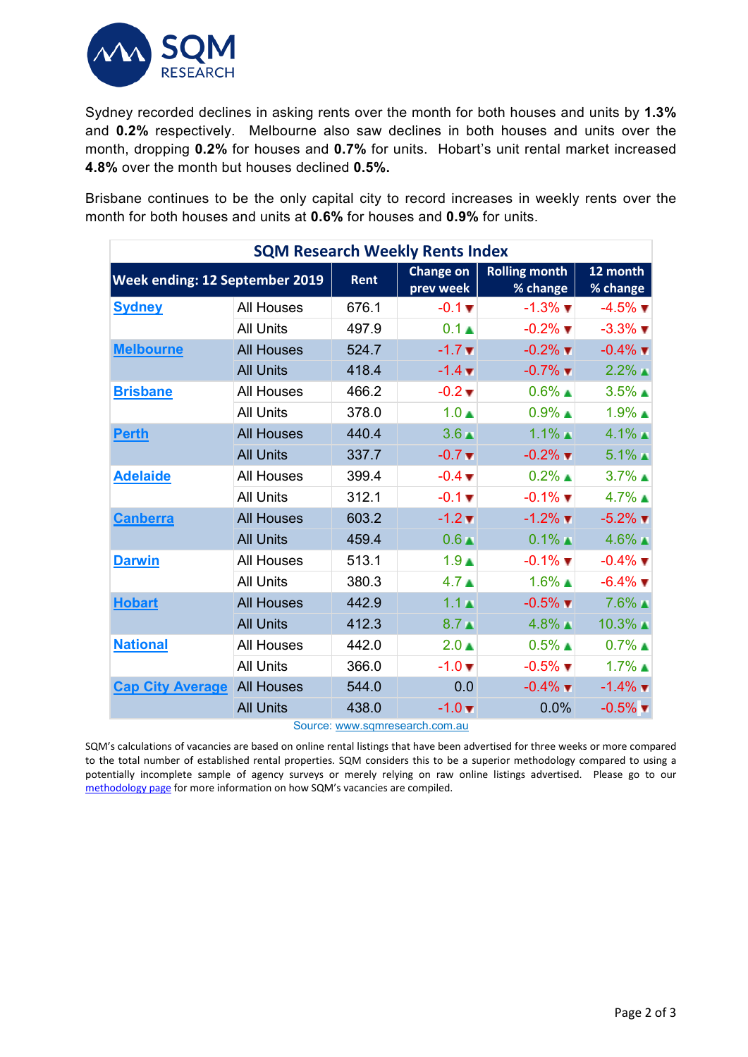Sydney recorded declines in asking rents over the month for both houses and units by **1.3%** and **0.2%** respectively. Melbourne also saw declines in both houses and units over the month, dropping **0.2%** for houses and **0.7%** for units. Hobart's unit rental market increased **4.8%** over the month but houses declined **0.5%.**

Brisbane continues to be the only capital city to record increases in weekly rents over the month for both houses and units at **0.6%** for houses and **0.9%** for units.

**SQM Research Weekly Rents Index**

| Week ending: 12 September 2019 | | Rent | Change on prev week | Rolling month % change | 12 month % change |
|---|---|---|---|---|---|
| Sydney | All Houses | 676.1 | -0.1 ▼ | -1.3% ▼ | -4.5% ▼ |
| | All Units | 497.9 | 0.1 ▲ | -0.2% ▼ | -3.3% ▼ |
| Melbourne | All Houses | 524.7 | -1.7 ▼ | -0.2% ▼ | -0.4% ▼ |
| | All Units | 418.4 | -1.4 ▼ | -0.7% ▼ | 2.2% ▲ |
| Brisbane | All Houses | 466.2 | -0.2 ▼ | 0.6% ▲ | 3.5% ▲ |
| | All Units | 378.0 | 1.0 ▲ | 0.9% ▲ | 1.9% ▲ |
| Perth | All Houses | 440.4 | 3.6 ▲ | 1.1% ▲ | 4.1% ▲ |
| | All Units | 337.7 | -0.7 ▼ | -0.2% ▼ | 5.1% ▲ |
| Adelaide | All Houses | 399.4 | -0.4 ▼ | 0.2% ▲ | 3.7% ▲ |
| | All Units | 312.1 | -0.1 ▼ | -0.1% ▼ | 4.7% ▲ |
| Canberra | All Houses | 603.2 | -1.2 ▼ | -1.2% ▼ | -5.2% ▼ |
| | All Units | 459.4 | 0.6 ▲ | 0.1% ▲ | 4.6% ▲ |
| Darwin | All Houses | 513.1 | 1.9 ▲ | -0.1% ▼ | -0.4% ▼ |
| | All Units | 380.3 | 4.7 ▲ | 1.6% ▲ | -6.4% ▼ |
| Hobart | All Houses | 442.9 | 1.1 ▲ | -0.5% ▼ | 7.6% ▲ |
| | All Units | 412.3 | 8.7 ▲ | 4.8% ▲ | 10.3% ▲ |
| National | All Houses | 442.0 | 2.0 ▲ | 0.5% ▲ | 0.7% ▲ |
| | All Units | 366.0 | -1.0 ▼ | -0.5% ▼ | 1.7% ▲ |
| Cap City Average | All Houses | 544.0 | 0.0 | -0.4% ▼ | -1.4% ▼ |
| | All Units | 438.0 | -1.0 ▼ | 0.0% | -0.5% ▼ |

Source: www.sqmresearch.com.au

SQM's calculations of vacancies are based on online rental listings that have been advertised for three weeks or more compared to the total number of established rental properties. SQM considers this to be a superior methodology compared to using a potentially incomplete sample of agency surveys or merely relying on raw online listings advertised. Please go to our methodology page for more information on how SQM's vacancies are compiled.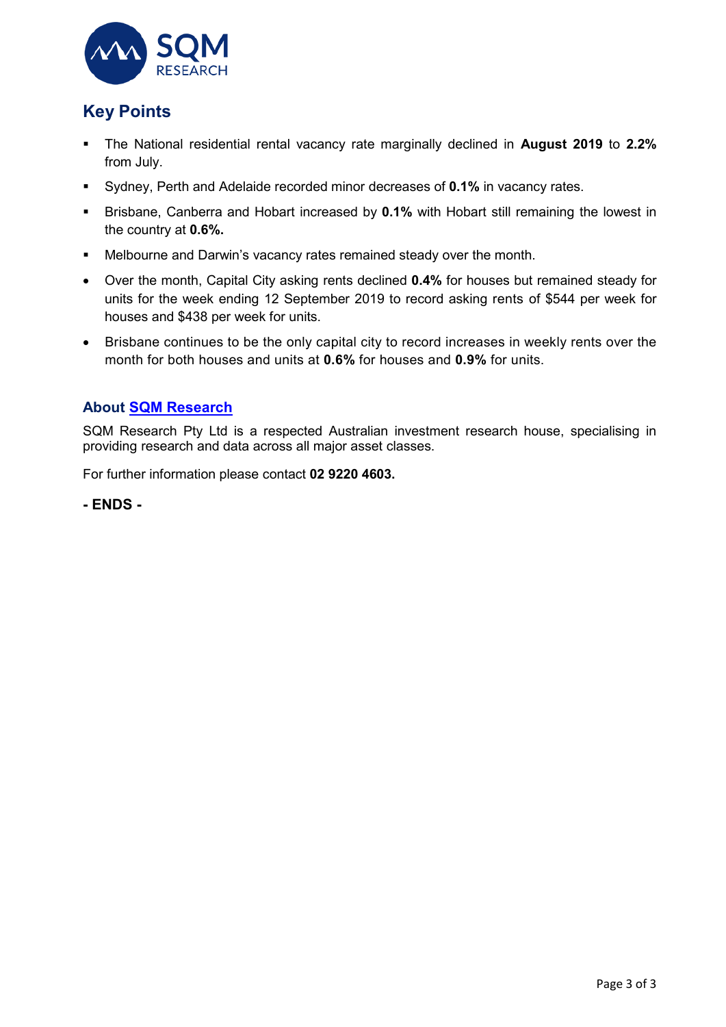## Key Points

- The National residential rental vacancy rate marginally declined in **August 2019** to **2.2%** from July.
- Sydney, Perth and Adelaide recorded minor decreases of **0.1%** in vacancy rates.
- Brisbane, Canberra and Hobart increased by **0.1%** with Hobart still remaining the lowest in the country at **0.6%.**
- Melbourne and Darwin's vacancy rates remained steady over the month.
- Over the month, Capital City asking rents declined **0.4%** for houses but remained steady for units for the week ending 12 September 2019 to record asking rents of $544 per week for houses and $438 per week for units.
- Brisbane continues to be the only capital city to record increases in weekly rents over the month for both houses and units at **0.6%** for houses and **0.9%** for units.

### About SQM Research

SQM Research Pty Ltd is a respected Australian investment research house, specialising in providing research and data across all major asset classes.

For further information please contact **02 9220 4603.**

**- ENDS -**